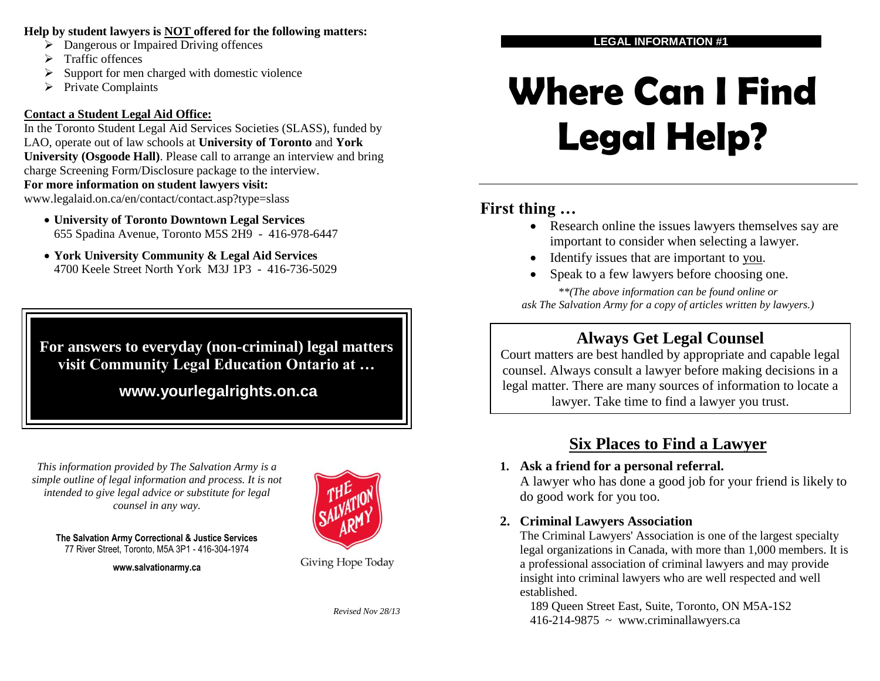**Help by student lawyers is NOT offered for the following matters:**

- Dangerous or Impaired Driving offences
- Traffic offences
- Support for men charged with domestic violence
- Private Complaints

**Contact a Student Legal Aid Office:**

In the Toronto Student Legal Aid Services Societies (SLASS), funded by LAO, operate out of law schools at **University of Toronto** and **York University (Osgoode Hall)**. Please call to arrange an interview and bring charge Screening Form/Disclosure package to the interview.

**For more information on student lawyers visit:**
www.legalaid.on.ca/en/contact/contact.asp?type=slass

- **University of Toronto Downtown Legal Services**
  655 Spadina Avenue, Toronto M5S 2H9 - 416-978-6447
- **York University Community & Legal Aid Services**
  4700 Keele Street North York M3J 1P3 - 416-736-5029

**For answers to everyday (non-criminal) legal matters visit Community Legal Education Ontario at …**

**www.yourlegalrights.on.ca**

*This information provided by The Salvation Army is a simple outline of legal information and process. It is not intended to give legal advice or substitute for legal counsel in any way.*

**The Salvation Army Correctional & Justice Services**
77 River Street, Toronto, M5A 3P1 - 416-304-1974

**www.salvationarmy.ca**

Giving Hope Today

*Revised Nov 28/13*

**LEGAL INFORMATION #1**

# Where Can I Find Legal Help?

## First thing …

- Research online the issues lawyers themselves say are important to consider when selecting a lawyer.
- Identify issues that are important to you.
- Speak to a few lawyers before choosing one.

*\*\*(The above information can be found online or ask The Salvation Army for a copy of articles written by lawyers.)*

## Always Get Legal Counsel

Court matters are best handled by appropriate and capable legal counsel. Always consult a lawyer before making decisions in a legal matter. There are many sources of information to locate a lawyer. Take time to find a lawyer you trust.

## Six Places to Find a Lawyer

1. **Ask a friend for a personal referral.**
   A lawyer who has done a good job for your friend is likely to do good work for you too.

2. **Criminal Lawyers Association**
   The Criminal Lawyers' Association is one of the largest specialty legal organizations in Canada, with more than 1,000 members. It is a professional association of criminal lawyers and may provide insight into criminal lawyers who are well respected and well established.
   189 Queen Street East, Suite, Toronto, ON M5A-1S2
   416-214-9875 ~ www.criminallawyers.ca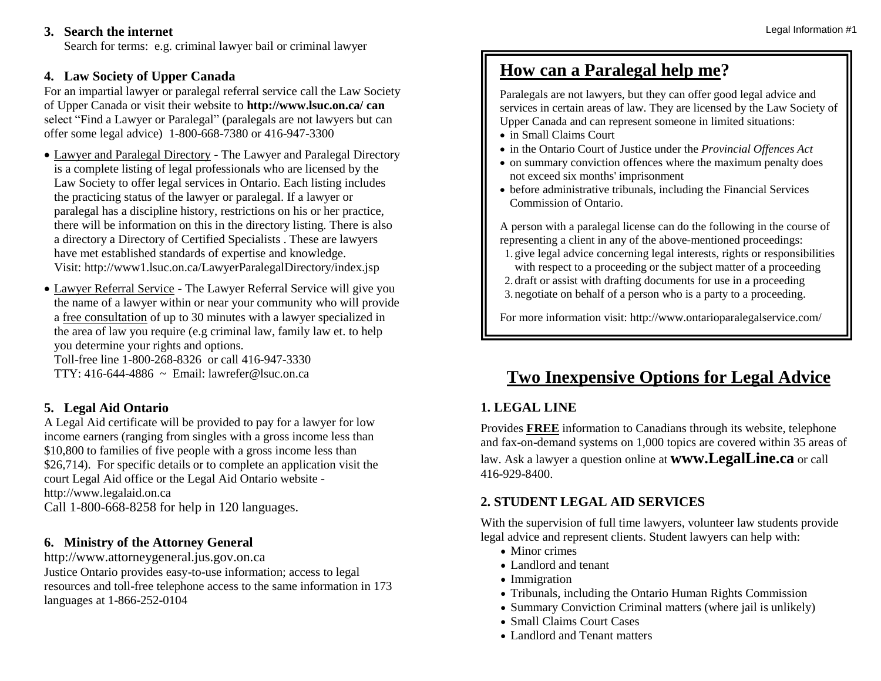**3. Search the internet**

Search for terms: e.g. criminal lawyer bail or criminal lawyer

**4. Law Society of Upper Canada**

For an impartial lawyer or paralegal referral service call the Law Society of Upper Canada or visit their website to **http://www.lsuc.on.ca/ can** select "Find a Lawyer or Paralegal" (paralegals are not lawyers but can offer some legal advice) 1-800-668-7380 or 416-947-3300

- Lawyer and Paralegal Directory - The Lawyer and Paralegal Directory is a complete listing of legal professionals who are licensed by the Law Society to offer legal services in Ontario. Each listing includes the practicing status of the lawyer or paralegal. If a lawyer or paralegal has a discipline history, restrictions on his or her practice, there will be information on this in the directory listing. There is also a directory a Directory of Certified Specialists . These are lawyers have met established standards of expertise and knowledge. Visit: http://www1.lsuc.on.ca/LawyerParalegalDirectory/index.jsp
- Lawyer Referral Service - The Lawyer Referral Service will give you the name of a lawyer within or near your community who will provide a free consultation of up to 30 minutes with a lawyer specialized in the area of law you require (e.g criminal law, family law et. to help you determine your rights and options.
  Toll-free line 1-800-268-8326 or call 416-947-3330
  TTY: 416-644-4886 ~ Email: lawrefer@lsuc.on.ca

**5. Legal Aid Ontario**

A Legal Aid certificate will be provided to pay for a lawyer for low income earners (ranging from singles with a gross income less than $10,800 to families of five people with a gross income less than $26,714). For specific details or to complete an application visit the court Legal Aid office or the Legal Aid Ontario website - http://www.legalaid.on.ca
Call 1-800-668-8258 for help in 120 languages.

**6. Ministry of the Attorney General**

http://www.attorneygeneral.jus.gov.on.ca
Justice Ontario provides easy-to-use information; access to legal resources and toll-free telephone access to the same information in 173 languages at 1-866-252-0104

## How can a Paralegal help me?

Paralegals are not lawyers, but they can offer good legal advice and services in certain areas of law. They are licensed by the Law Society of Upper Canada and can represent someone in limited situations:

- in Small Claims Court
- in the Ontario Court of Justice under the *Provincial Offences Act*
- on summary conviction offences where the maximum penalty does not exceed six months' imprisonment
- before administrative tribunals, including the Financial Services Commission of Ontario.

A person with a paralegal license can do the following in the course of representing a client in any of the above-mentioned proceedings:

1. give legal advice concerning legal interests, rights or responsibilities with respect to a proceeding or the subject matter of a proceeding
2. draft or assist with drafting documents for use in a proceeding
3. negotiate on behalf of a person who is a party to a proceeding.

For more information visit: http://www.ontarioparalegalservice.com/

## Two Inexpensive Options for Legal Advice

### 1. LEGAL LINE

Provides **FREE** information to Canadians through its website, telephone and fax-on-demand systems on 1,000 topics are covered within 35 areas of law. Ask a lawyer a question online at **www.LegalLine.ca** or call 416-929-8400.

### 2. STUDENT LEGAL AID SERVICES

With the supervision of full time lawyers, volunteer law students provide legal advice and represent clients. Student lawyers can help with:

- Minor crimes
- Landlord and tenant
- Immigration
- Tribunals, including the Ontario Human Rights Commission
- Summary Conviction Criminal matters (where jail is unlikely)
- Small Claims Court Cases
- Landlord and Tenant matters